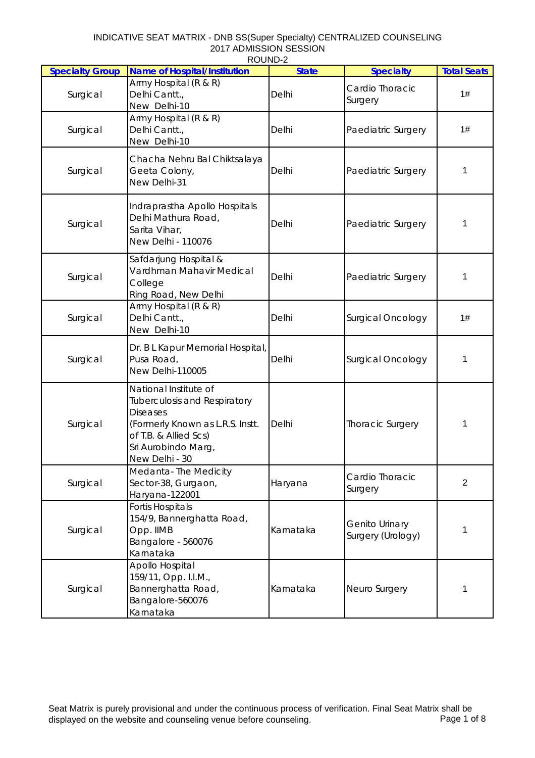INDICATIVE SEAT MATRIX - DNB SS(Super Specialty) CENTRALIZED COUNSELING
2017 ADMISSION SESSION
ROUND-2

| Specialty Group | Name of Hospital/Institution | State | Specialty | Total Seats |
|---|---|---|---|---|
| Surgical | Army Hospital (R & R) Delhi Cantt., New Delhi-10 | Delhi | Cardio Thoracic Surgery | 1# |
| Surgical | Army Hospital (R & R) Delhi Cantt., New Delhi-10 | Delhi | Paediatric Surgery | 1# |
| Surgical | Chacha Nehru Bal Chiktsalaya Geeta Colony, New Delhi-31 | Delhi | Paediatric Surgery | 1 |
| Surgical | Indraprastha Apollo Hospitals Delhi Mathura Road, Sarita Vihar, New Delhi - 110076 | Delhi | Paediatric Surgery | 1 |
| Surgical | Safdarjung Hospital & Vardhman Mahavir Medical College Ring Road, New Delhi | Delhi | Paediatric Surgery | 1 |
| Surgical | Army Hospital (R & R) Delhi Cantt., New Delhi-10 | Delhi | Surgical Oncology | 1# |
| Surgical | Dr. B L Kapur Memorial Hospital, Pusa Road, New Delhi-110005 | Delhi | Surgical Oncology | 1 |
| Surgical | National Institute of Tuberculosis and Respiratory Diseases (Formerly Known as L.R.S. Instt. of T.B. & Allied Scs) Sri Aurobindo Marg, New Delhi - 30 | Delhi | Thoracic Surgery | 1 |
| Surgical | Medanta- The Medicity Sector-38, Gurgaon, Haryana-122001 | Haryana | Cardio Thoracic Surgery | 2 |
| Surgical | Fortis Hospitals 154/9, Bannerghatta Road, Opp. IIMB Bangalore - 560076 Karnataka | Karnataka | Genito Urinary Surgery (Urology) | 1 |
| Surgical | Apollo Hospital 159/11, Opp. I.I.M., Bannerghatta Road, Bangalore-560076 Karnataka | Karnataka | Neuro Surgery | 1 |

Seat Matrix is purely provisional and under the continuous process of verification. Final Seat Matrix shall be displayed on the website and counseling venue before counseling.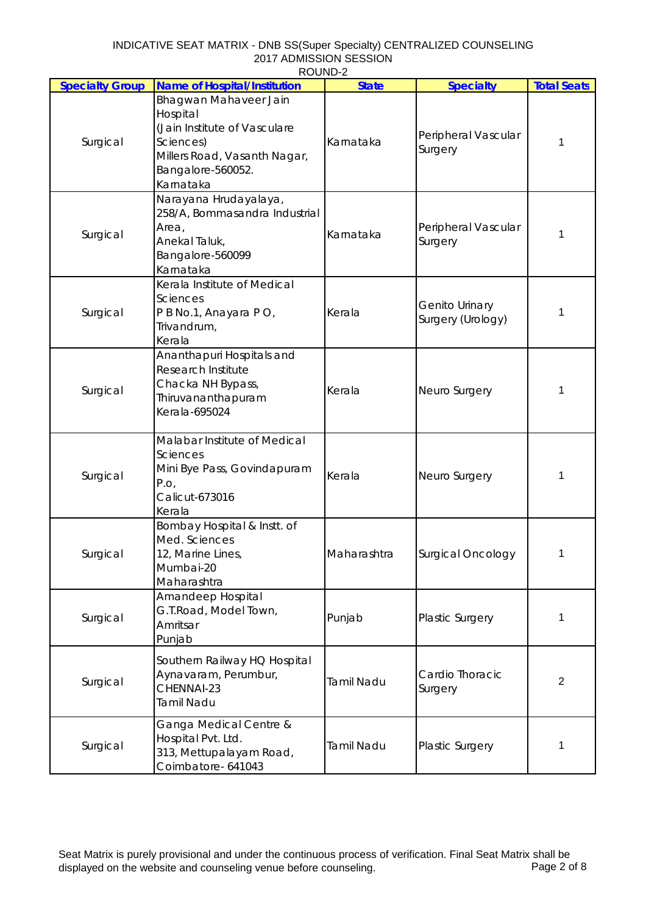INDICATIVE SEAT MATRIX - DNB SS(Super Specialty) CENTRALIZED COUNSELING
2017 ADMISSION SESSION
ROUND-2

| Specialty Group | Name of Hospital/Institution | State | Specialty | Total Seats |
|---|---|---|---|---|
| Surgical | Bhagwan Mahaveer Jain Hospital (Jain Institute of Vasculare Sciences) Millers Road, Vasanth Nagar, Bangalore-560052. Karnataka | Karnataka | Peripheral Vascular Surgery | 1 |
| Surgical | Narayana Hrudayalaya, 258/A, Bommasandra Industrial Area, Anekal Taluk, Bangalore-560099 Karnataka | Karnataka | Peripheral Vascular Surgery | 1 |
| Surgical | Kerala Institute of Medical Sciences P B No.1, Anayara P O, Trivandrum, Kerala | Kerala | Genito Urinary Surgery (Urology) | 1 |
| Surgical | Ananthapuri Hospitals and Research Institute Chacka NH Bypass, Thiruvananthapuram Kerala-695024 | Kerala | Neuro Surgery | 1 |
| Surgical | Malabar Institute of Medical Sciences Mini Bye Pass, Govindapuram P.o, Calicut-673016 Kerala | Kerala | Neuro Surgery | 1 |
| Surgical | Bombay Hospital & Instt. of Med. Sciences 12, Marine Lines, Mumbai-20 Maharashtra | Maharashtra | Surgical Oncology | 1 |
| Surgical | Amandeep Hospital G.T.Road, Model Town, Amritsar Punjab | Punjab | Plastic Surgery | 1 |
| Surgical | Southern Railway HQ Hospital Aynavaram, Perumbur, CHENNAI-23 Tamil Nadu | Tamil Nadu | Cardio Thoracic Surgery | 2 |
| Surgical | Ganga Medical Centre & Hospital Pvt. Ltd. 313, Mettupalayam Road, Coimbatore- 641043 | Tamil Nadu | Plastic Surgery | 1 |

Seat Matrix is purely provisional and under the continuous process of verification. Final Seat Matrix shall be displayed on the website and counseling venue before counseling.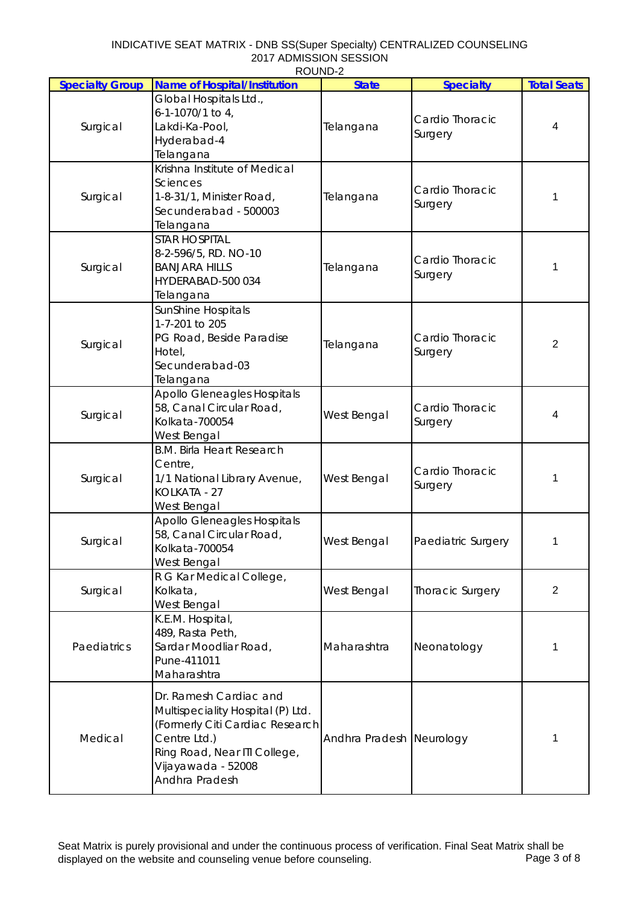INDICATIVE SEAT MATRIX - DNB SS(Super Specialty) CENTRALIZED COUNSELING
2017 ADMISSION SESSION
ROUND-2

| Specialty Group | Name of Hospital/Institution | State | Specialty | Total Seats |
|---|---|---|---|---|
| Surgical | Global Hospitals Ltd., 6-1-1070/1 to 4, Lakdi-Ka-Pool, Hyderabad-4 Telangana | Telangana | Cardio Thoracic Surgery | 4 |
| Surgical | Krishna Institute of Medical Sciences 1-8-31/1, Minister Road, Secunderabad - 500003 Telangana | Telangana | Cardio Thoracic Surgery | 1 |
| Surgical | STAR HOSPITAL 8-2-596/5, RD. NO-10 BANJARA HILLS HYDERABAD-500 034 Telangana | Telangana | Cardio Thoracic Surgery | 1 |
| Surgical | SunShine Hospitals 1-7-201 to 205 PG Road, Beside Paradise Hotel, Secunderabad-03 Telangana | Telangana | Cardio Thoracic Surgery | 2 |
| Surgical | Apollo Gleneagles Hospitals 58, Canal Circular Road, Kolkata-700054 West Bengal | West Bengal | Cardio Thoracic Surgery | 4 |
| Surgical | B.M. Birla Heart Research Centre, 1/1 National Library Avenue, KOLKATA - 27 West Bengal | West Bengal | Cardio Thoracic Surgery | 1 |
| Surgical | Apollo Gleneagles Hospitals 58, Canal Circular Road, Kolkata-700054 West Bengal | West Bengal | Paediatric Surgery | 1 |
| Surgical | R G Kar Medical College, Kolkata, West Bengal | West Bengal | Thoracic Surgery | 2 |
| Paediatrics | K.E.M. Hospital, 489, Rasta Peth, Sardar Moodliar Road, Pune-411011 Maharashtra | Maharashtra | Neonatology | 1 |
| Medical | Dr. Ramesh Cardiac and Multispeciality Hospital (P) Ltd. (Formerly Citi Cardiac Research Centre Ltd.) Ring Road, Near ITI College, Vijayawada - 52008 Andhra Pradesh | Andhra Pradesh | Neurology | 1 |

Seat Matrix is purely provisional and under the continuous process of verification. Final Seat Matrix shall be displayed on the website and counseling venue before counseling.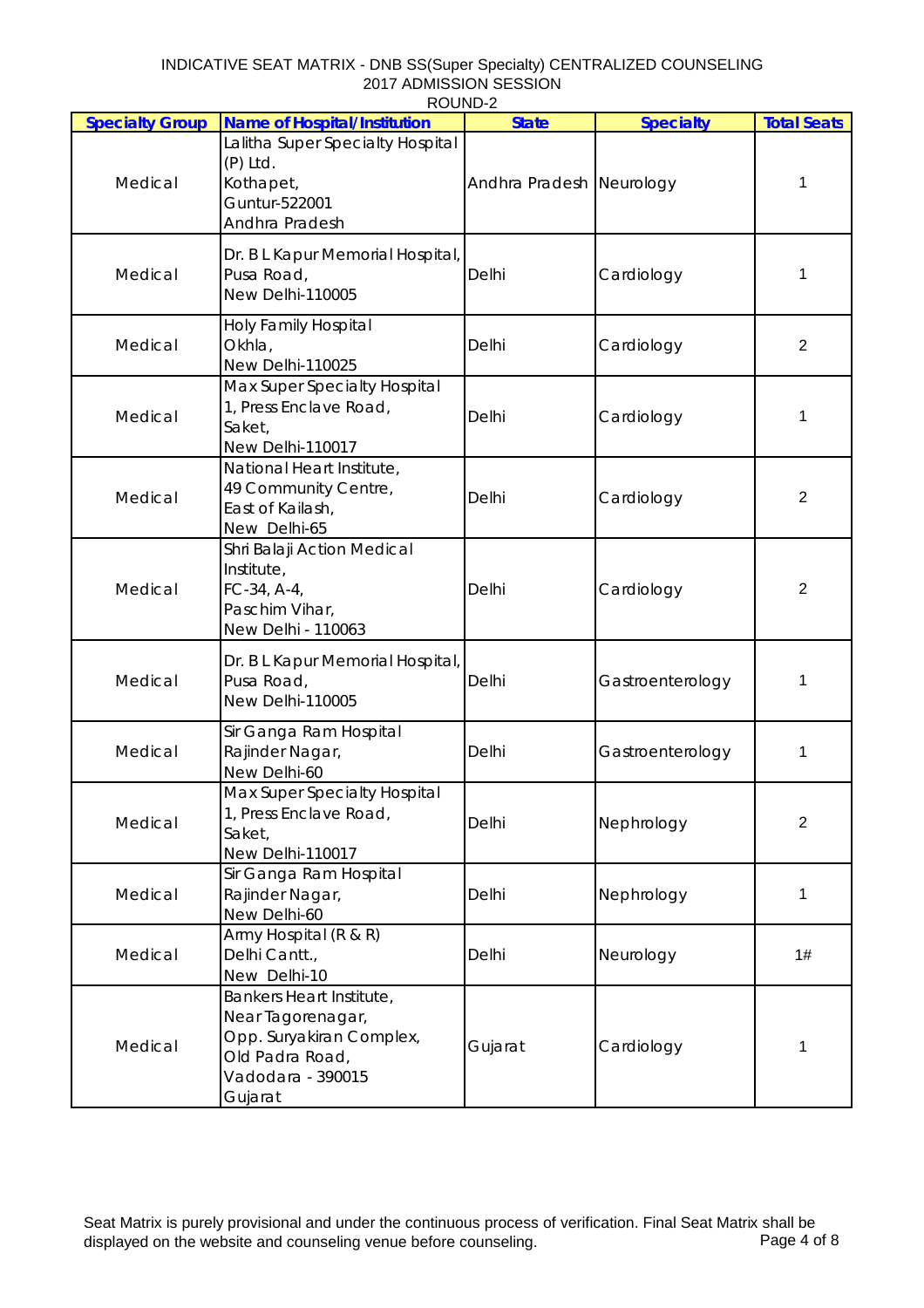INDICATIVE SEAT MATRIX - DNB SS(Super Specialty) CENTRALIZED COUNSELING
2017 ADMISSION SESSION
ROUND-2

| Specialty Group | Name of Hospital/Institution | State | Specialty | Total Seats |
|---|---|---|---|---|
| Medical | Lalitha Super Specialty Hospital (P) Ltd. Kothapet, Guntur-522001 Andhra Pradesh | Andhra Pradesh | Neurology | 1 |
| Medical | Dr. B L Kapur Memorial Hospital, Pusa Road, New Delhi-110005 | Delhi | Cardiology | 1 |
| Medical | Holy Family Hospital Okhla, New Delhi-110025 | Delhi | Cardiology | 2 |
| Medical | Max Super Specialty Hospital 1, Press Enclave Road, Saket, New Delhi-110017 | Delhi | Cardiology | 1 |
| Medical | National Heart Institute, 49 Community Centre, East of Kailash, New Delhi-65 | Delhi | Cardiology | 2 |
| Medical | Shri Balaji Action Medical Institute, FC-34, A-4, Paschim Vihar, New Delhi - 110063 | Delhi | Cardiology | 2 |
| Medical | Dr. B L Kapur Memorial Hospital, Pusa Road, New Delhi-110005 | Delhi | Gastroenterology | 1 |
| Medical | Sir Ganga Ram Hospital Rajinder Nagar, New Delhi-60 | Delhi | Gastroenterology | 1 |
| Medical | Max Super Specialty Hospital 1, Press Enclave Road, Saket, New Delhi-110017 | Delhi | Nephrology | 2 |
| Medical | Sir Ganga Ram Hospital Rajinder Nagar, New Delhi-60 | Delhi | Nephrology | 1 |
| Medical | Army Hospital (R & R) Delhi Cantt., New Delhi-10 | Delhi | Neurology | 1# |
| Medical | Bankers Heart Institute, Near Tagorenagar, Opp. Suryakiran Complex, Old Padra Road, Vadodara - 390015 Gujarat | Gujarat | Cardiology | 1 |

Seat Matrix is purely provisional and under the continuous process of verification. Final Seat Matrix shall be displayed on the website and counseling venue before counseling.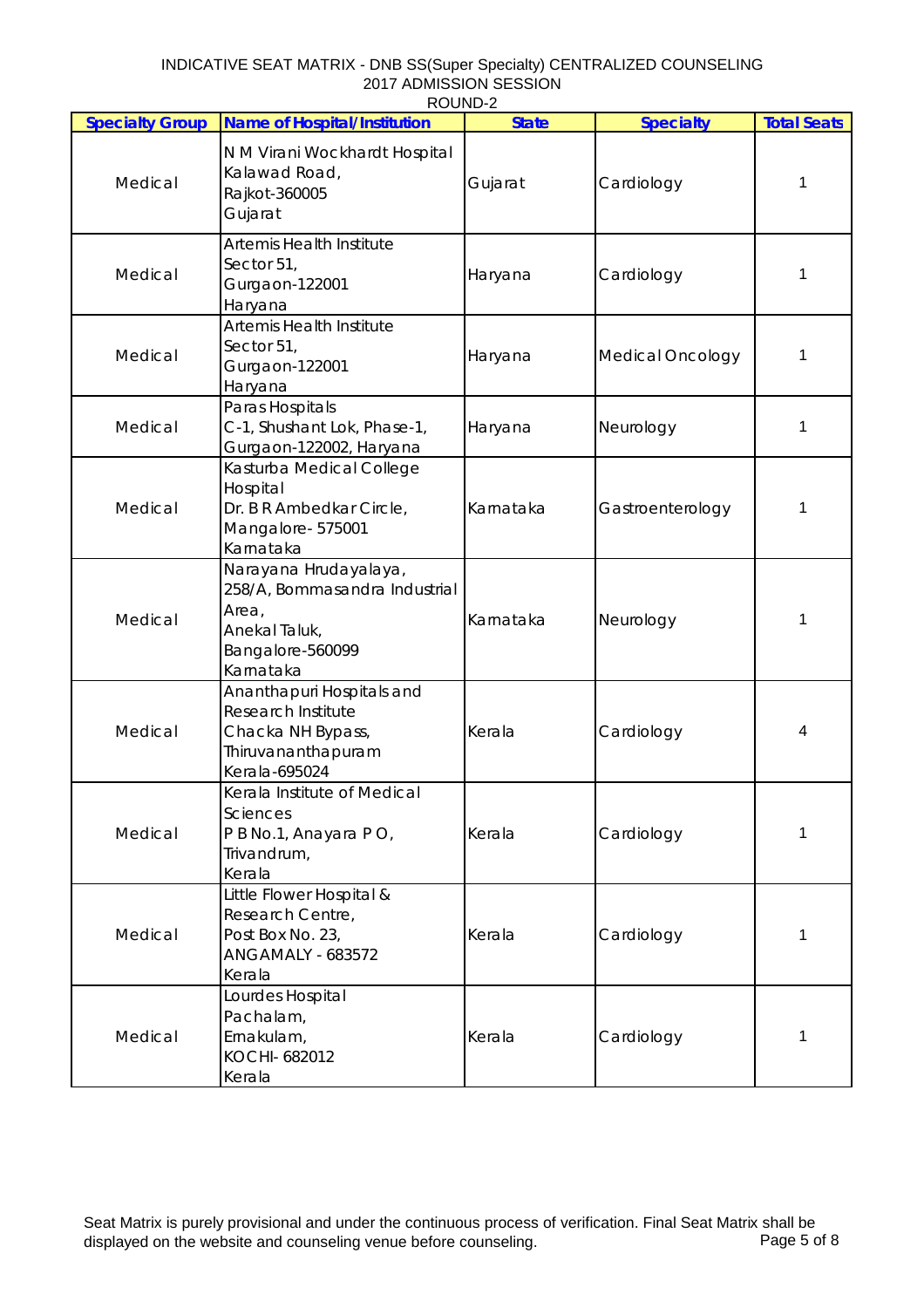INDICATIVE SEAT MATRIX - DNB SS(Super Specialty) CENTRALIZED COUNSELING
2017 ADMISSION SESSION
ROUND-2

| Specialty Group | Name of Hospital/Institution | State | Specialty | Total Seats |
|---|---|---|---|---|
| Medical | N M Virani Wockhardt Hospital Kalawad Road, Rajkot-360005 Gujarat | Gujarat | Cardiology | 1 |
| Medical | Artemis Health Institute Sector 51, Gurgaon-122001 Haryana | Haryana | Cardiology | 1 |
| Medical | Artemis Health Institute Sector 51, Gurgaon-122001 Haryana | Haryana | Medical Oncology | 1 |
| Medical | Paras Hospitals C-1, Shushant Lok, Phase-1, Gurgaon-122002, Haryana | Haryana | Neurology | 1 |
| Medical | Kasturba Medical College Hospital Dr. B R Ambedkar Circle, Mangalore- 575001 Karnataka | Karnataka | Gastroenterology | 1 |
| Medical | Narayana Hrudayalaya, 258/A, Bommasandra Industrial Area, Anekal Taluk, Bangalore-560099 Karnataka | Karnataka | Neurology | 1 |
| Medical | Ananthapuri Hospitals and Research Institute Chacka NH Bypass, Thiruvananthapuram Kerala-695024 | Kerala | Cardiology | 4 |
| Medical | Kerala Institute of Medical Sciences P B No.1, Anayara P O, Trivandrum, Kerala | Kerala | Cardiology | 1 |
| Medical | Little Flower Hospital & Research Centre, Post Box No. 23, ANGAMALY - 683572 Kerala | Kerala | Cardiology | 1 |
| Medical | Lourdes Hospital Pachalam, Ernakulam, KOCHI- 682012 Kerala | Kerala | Cardiology | 1 |

Seat Matrix is purely provisional and under the continuous process of verification. Final Seat Matrix shall be displayed on the website and counseling venue before counseling.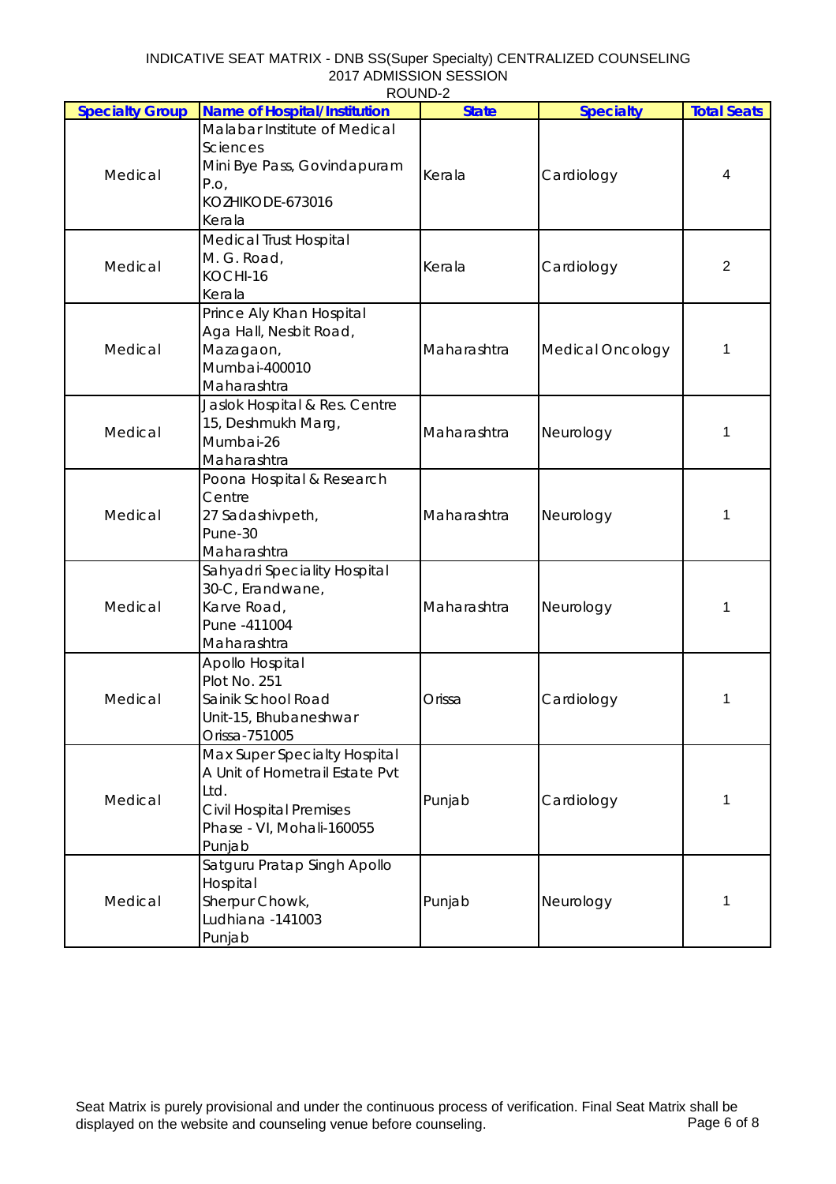INDICATIVE SEAT MATRIX - DNB SS(Super Specialty) CENTRALIZED COUNSELING
2017 ADMISSION SESSION
ROUND-2

| Specialty Group | Name of Hospital/Institution | State | Specialty | Total Seats |
|---|---|---|---|---|
| Medical | Malabar Institute of Medical Sciences<br>Mini Bye Pass, Govindapuram P.o,<br>KOZHIKODE-673016<br>Kerala | Kerala | Cardiology | 4 |
| Medical | Medical Trust Hospital<br>M. G. Road,<br>KOCHI-16<br>Kerala | Kerala | Cardiology | 2 |
| Medical | Prince Aly Khan Hospital<br>Aga Hall, Nesbit Road,<br>Mazagaon,<br>Mumbai-400010<br>Maharashtra | Maharashtra | Medical Oncology | 1 |
| Medical | Jaslok Hospital & Res. Centre<br>15, Deshmukh Marg,<br>Mumbai-26<br>Maharashtra | Maharashtra | Neurology | 1 |
| Medical | Poona Hospital & Research Centre<br>27 Sadashivpeth,<br>Pune-30<br>Maharashtra | Maharashtra | Neurology | 1 |
| Medical | Sahyadri Speciality Hospital<br>30-C, Erandwane,<br>Karve Road,<br>Pune -411004<br>Maharashtra | Maharashtra | Neurology | 1 |
| Medical | Apollo Hospital<br>Plot No. 251<br>Sainik School Road<br>Unit-15, Bhubaneshwar<br>Orissa-751005 | Orissa | Cardiology | 1 |
| Medical | Max Super Specialty Hospital<br>A Unit of Hometrail Estate Pvt Ltd.<br>Civil Hospital Premises<br>Phase - VI, Mohali-160055<br>Punjab | Punjab | Cardiology | 1 |
| Medical | Satguru Pratap Singh Apollo Hospital<br>Sherpur Chowk,<br>Ludhiana -141003<br>Punjab | Punjab | Neurology | 1 |

Seat Matrix is purely provisional and under the continuous process of verification. Final Seat Matrix shall be displayed on the website and counseling venue before counseling.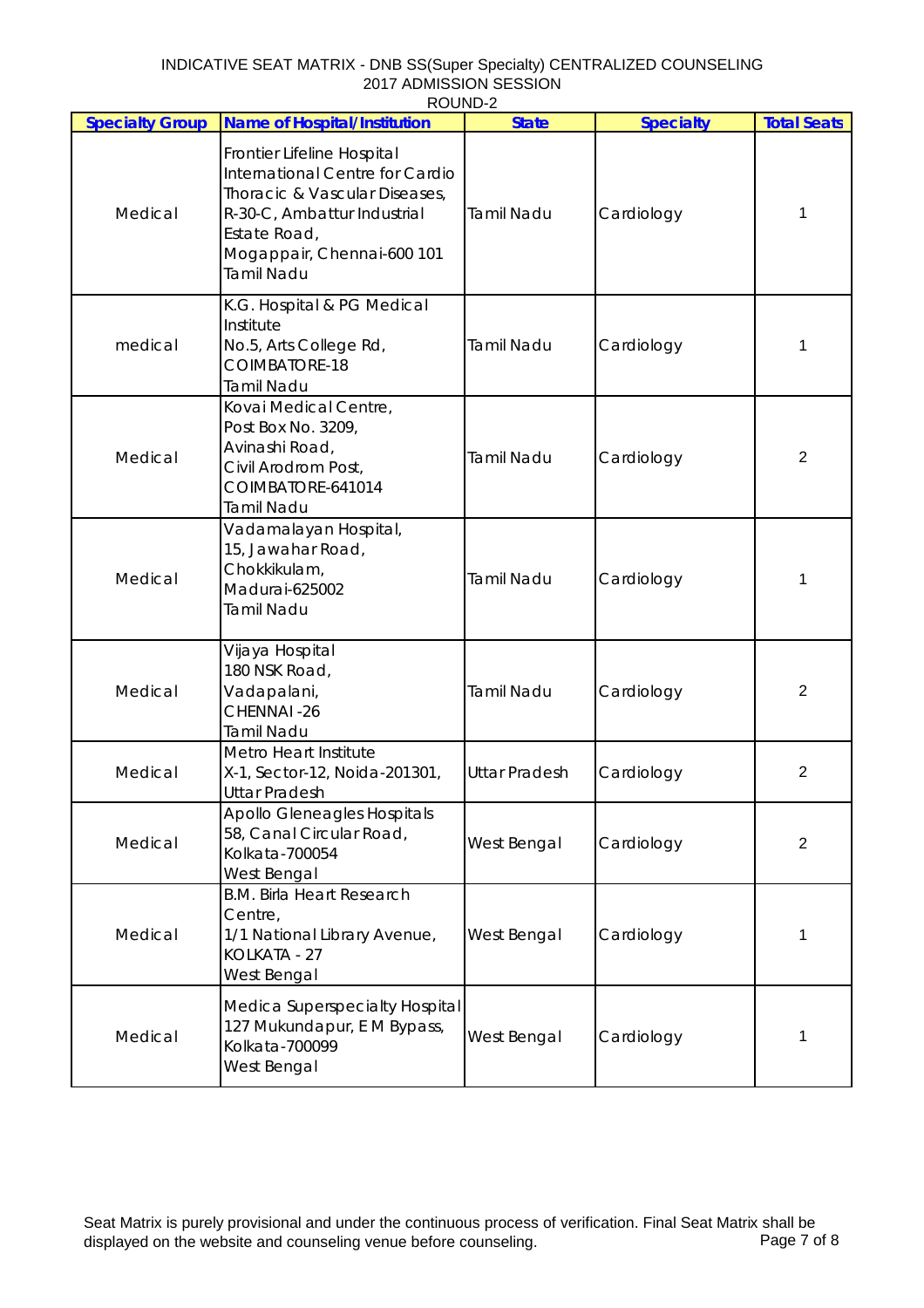INDICATIVE SEAT MATRIX - DNB SS(Super Specialty) CENTRALIZED COUNSELING
2017 ADMISSION SESSION
ROUND-2

| Specialty Group | Name of Hospital/Institution | State | Specialty | Total Seats |
|---|---|---|---|---|
| Medical | Frontier Lifeline Hospital International Centre for Cardio Thoracic & Vascular Diseases, R-30-C, Ambattur Industrial Estate Road, Mogappair, Chennai-600 101 Tamil Nadu | Tamil Nadu | Cardiology | 1 |
| medical | K.G. Hospital & PG Medical Institute No.5, Arts College Rd, COIMBATORE-18 Tamil Nadu | Tamil Nadu | Cardiology | 1 |
| Medical | Kovai Medical Centre, Post Box No. 3209, Avinashi Road, Civil Arodrom Post, COIMBATORE-641014 Tamil Nadu | Tamil Nadu | Cardiology | 2 |
| Medical | Vadamalayan Hospital, 15, Jawahar Road, Chokkikulam, Madurai-625002 Tamil Nadu | Tamil Nadu | Cardiology | 1 |
| Medical | Vijaya Hospital 180 NSK Road, Vadapalani, CHENNAI -26 Tamil Nadu | Tamil Nadu | Cardiology | 2 |
| Medical | Metro Heart Institute X-1, Sector-12, Noida-201301, Uttar Pradesh | Uttar Pradesh | Cardiology | 2 |
| Medical | Apollo Gleneagles Hospitals 58, Canal Circular Road, Kolkata-700054 West Bengal | West Bengal | Cardiology | 2 |
| Medical | B.M. Birla Heart Research Centre, 1/1 National Library Avenue, KOLKATA - 27 West Bengal | West Bengal | Cardiology | 1 |
| Medical | Medica Superspecialty Hospital 127 Mukundapur, E M Bypass, Kolkata-700099 West Bengal | West Bengal | Cardiology | 1 |

Seat Matrix is purely provisional and under the continuous process of verification. Final Seat Matrix shall be displayed on the website and counseling venue before counseling.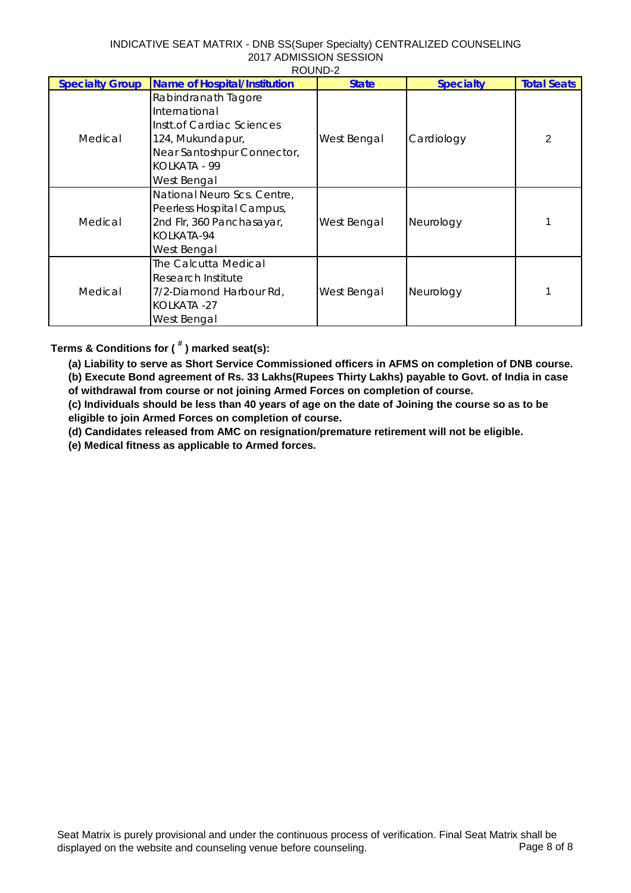INDICATIVE SEAT MATRIX - DNB SS(Super Specialty) CENTRALIZED COUNSELING
2017 ADMISSION SESSION
ROUND-2

| Specialty Group | Name of Hospital/Institution | State | Specialty | Total Seats |
|---|---|---|---|---|
| Medical | Rabindranath Tagore International Instt.of Cardiac Sciences 124, Mukundapur, Near Santoshpur Connector, KOLKATA - 99 West Bengal | West Bengal | Cardiology | 2 |
| Medical | National Neuro Scs. Centre, Peerless Hospital Campus, 2nd Flr, 360 Panchasayar, KOLKATA-94 West Bengal | West Bengal | Neurology | 1 |
| Medical | The Calcutta Medical Research Institute 7/2-Diamond Harbour Rd, KOLKATA -27 West Bengal | West Bengal | Neurology | 1 |

**Terms & Conditions for ( # ) marked seat(s):**

**(a) Liability to serve as Short Service Commissioned officers in AFMS on completion of DNB course.**

**(b) Execute Bond agreement of Rs. 33 Lakhs(Rupees Thirty Lakhs) payable to Govt. of India in case of withdrawal from course or not joining Armed Forces on completion of course.**

**(c) Individuals should be less than 40 years of age on the date of Joining the course so as to be eligible to join Armed Forces on completion of course.**

**(d) Candidates released from AMC on resignation/premature retirement will not be eligible.**

**(e) Medical fitness as applicable to Armed forces.**

Seat Matrix is purely provisional and under the continuous process of verification. Final Seat Matrix shall be displayed on the website and counseling venue before counseling.